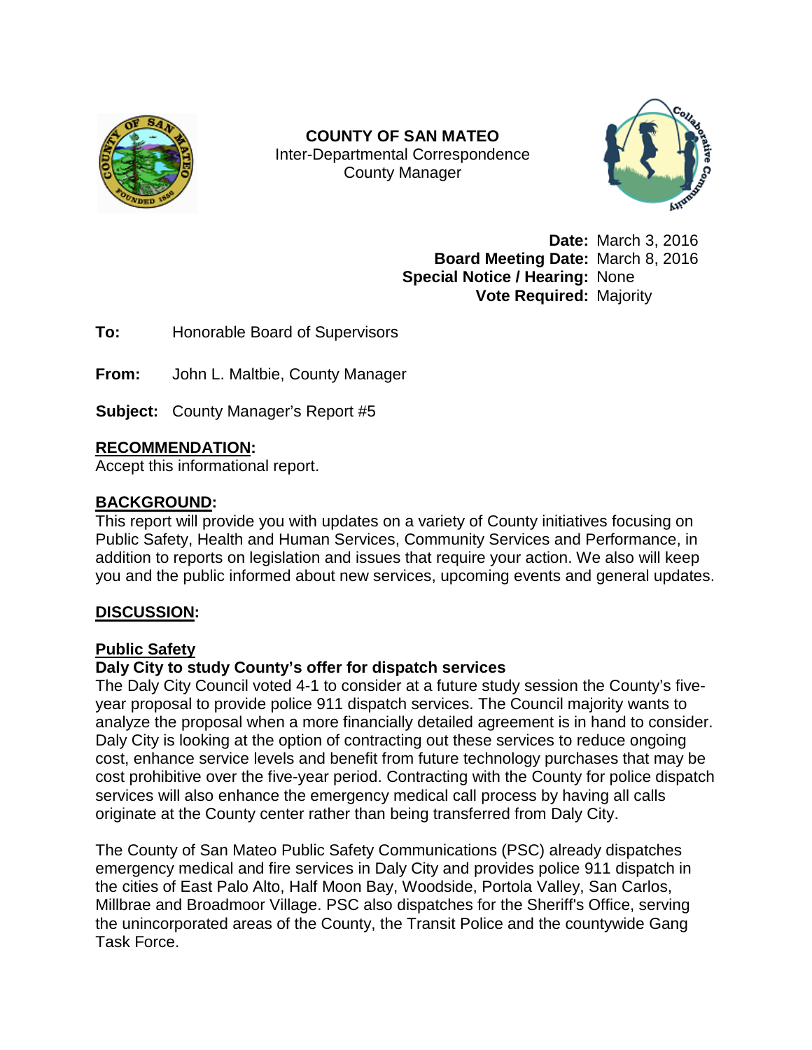# COUNTY OF SAN MATEO

Inter-Departmental Correspondence
County Manager

**Date:** March 3, 2016
**Board Meeting Date:** March 8, 2016
**Special Notice / Hearing:** None
**Vote Required:** Majority

**To:** Honorable Board of Supervisors

**From:** John L. Maltbie, County Manager

**Subject:** County Manager's Report #5

## RECOMMENDATION:

Accept this informational report.

## BACKGROUND:

This report will provide you with updates on a variety of County initiatives focusing on Public Safety, Health and Human Services, Community Services and Performance, in addition to reports on legislation and issues that require your action. We also will keep you and the public informed about new services, upcoming events and general updates.

## DISCUSSION:

### Public Safety

**Daly City to study County's offer for dispatch services**

The Daly City Council voted 4-1 to consider at a future study session the County's five-year proposal to provide police 911 dispatch services. The Council majority wants to analyze the proposal when a more financially detailed agreement is in hand to consider. Daly City is looking at the option of contracting out these services to reduce ongoing cost, enhance service levels and benefit from future technology purchases that may be cost prohibitive over the five-year period. Contracting with the County for police dispatch services will also enhance the emergency medical call process by having all calls originate at the County center rather than being transferred from Daly City.

The County of San Mateo Public Safety Communications (PSC) already dispatches emergency medical and fire services in Daly City and provides police 911 dispatch in the cities of East Palo Alto, Half Moon Bay, Woodside, Portola Valley, San Carlos, Millbrae and Broadmoor Village. PSC also dispatches for the Sheriff's Office, serving the unincorporated areas of the County, the Transit Police and the countywide Gang Task Force.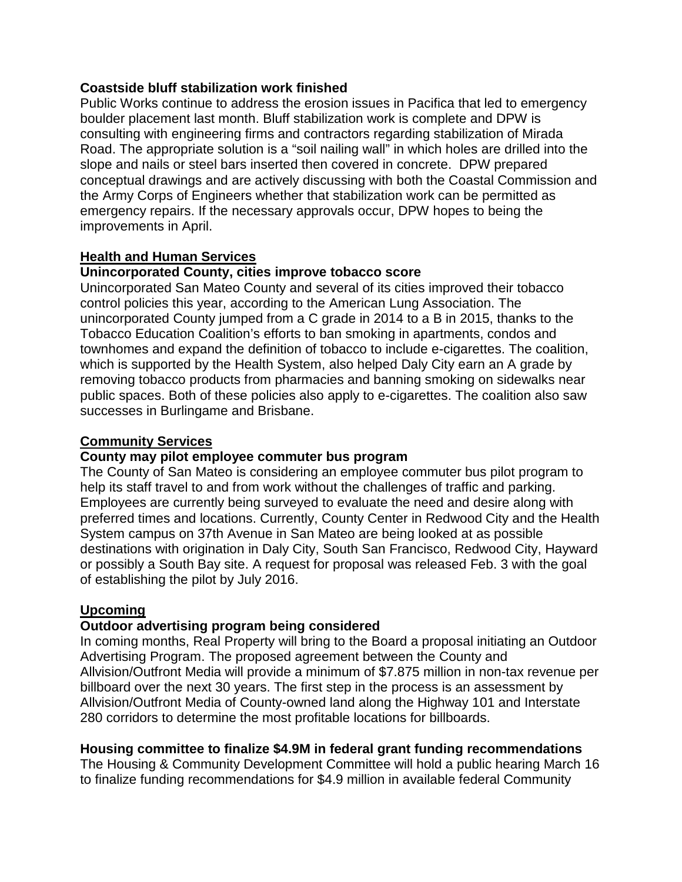**Coastside bluff stabilization work finished**

Public Works continue to address the erosion issues in Pacifica that led to emergency boulder placement last month. Bluff stabilization work is complete and DPW is consulting with engineering firms and contractors regarding stabilization of Mirada Road. The appropriate solution is a "soil nailing wall" in which holes are drilled into the slope and nails or steel bars inserted then covered in concrete. DPW prepared conceptual drawings and are actively discussing with both the Coastal Commission and the Army Corps of Engineers whether that stabilization work can be permitted as emergency repairs. If the necessary approvals occur, DPW hopes to being the improvements in April.

## Health and Human Services

**Unincorporated County, cities improve tobacco score**

Unincorporated San Mateo County and several of its cities improved their tobacco control policies this year, according to the American Lung Association. The unincorporated County jumped from a C grade in 2014 to a B in 2015, thanks to the Tobacco Education Coalition's efforts to ban smoking in apartments, condos and townhomes and expand the definition of tobacco to include e-cigarettes. The coalition, which is supported by the Health System, also helped Daly City earn an A grade by removing tobacco products from pharmacies and banning smoking on sidewalks near public spaces. Both of these policies also apply to e-cigarettes. The coalition also saw successes in Burlingame and Brisbane.

## Community Services

**County may pilot employee commuter bus program**

The County of San Mateo is considering an employee commuter bus pilot program to help its staff travel to and from work without the challenges of traffic and parking. Employees are currently being surveyed to evaluate the need and desire along with preferred times and locations. Currently, County Center in Redwood City and the Health System campus on 37th Avenue in San Mateo are being looked at as possible destinations with origination in Daly City, South San Francisco, Redwood City, Hayward or possibly a South Bay site. A request for proposal was released Feb. 3 with the goal of establishing the pilot by July 2016.

## Upcoming

**Outdoor advertising program being considered**

In coming months, Real Property will bring to the Board a proposal initiating an Outdoor Advertising Program. The proposed agreement between the County and Allvision/Outfront Media will provide a minimum of $7.875 million in non-tax revenue per billboard over the next 30 years. The first step in the process is an assessment by Allvision/Outfront Media of County-owned land along the Highway 101 and Interstate 280 corridors to determine the most profitable locations for billboards.

**Housing committee to finalize $4.9M in federal grant funding recommendations**

The Housing & Community Development Committee will hold a public hearing March 16 to finalize funding recommendations for $4.9 million in available federal Community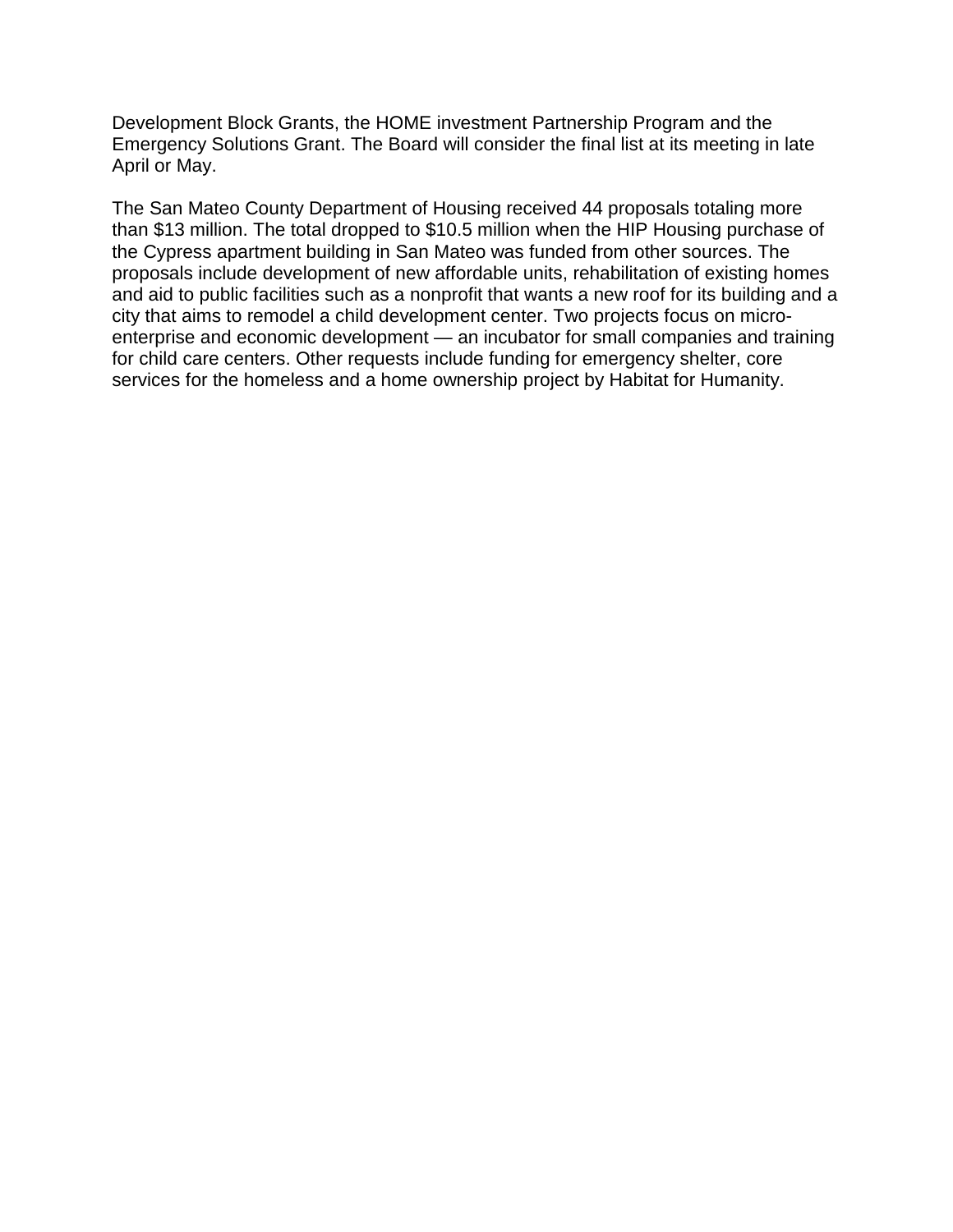Development Block Grants, the HOME investment Partnership Program and the Emergency Solutions Grant. The Board will consider the final list at its meeting in late April or May.

The San Mateo County Department of Housing received 44 proposals totaling more than $13 million. The total dropped to $10.5 million when the HIP Housing purchase of the Cypress apartment building in San Mateo was funded from other sources. The proposals include development of new affordable units, rehabilitation of existing homes and aid to public facilities such as a nonprofit that wants a new roof for its building and a city that aims to remodel a child development center. Two projects focus on micro-enterprise and economic development — an incubator for small companies and training for child care centers. Other requests include funding for emergency shelter, core services for the homeless and a home ownership project by Habitat for Humanity.